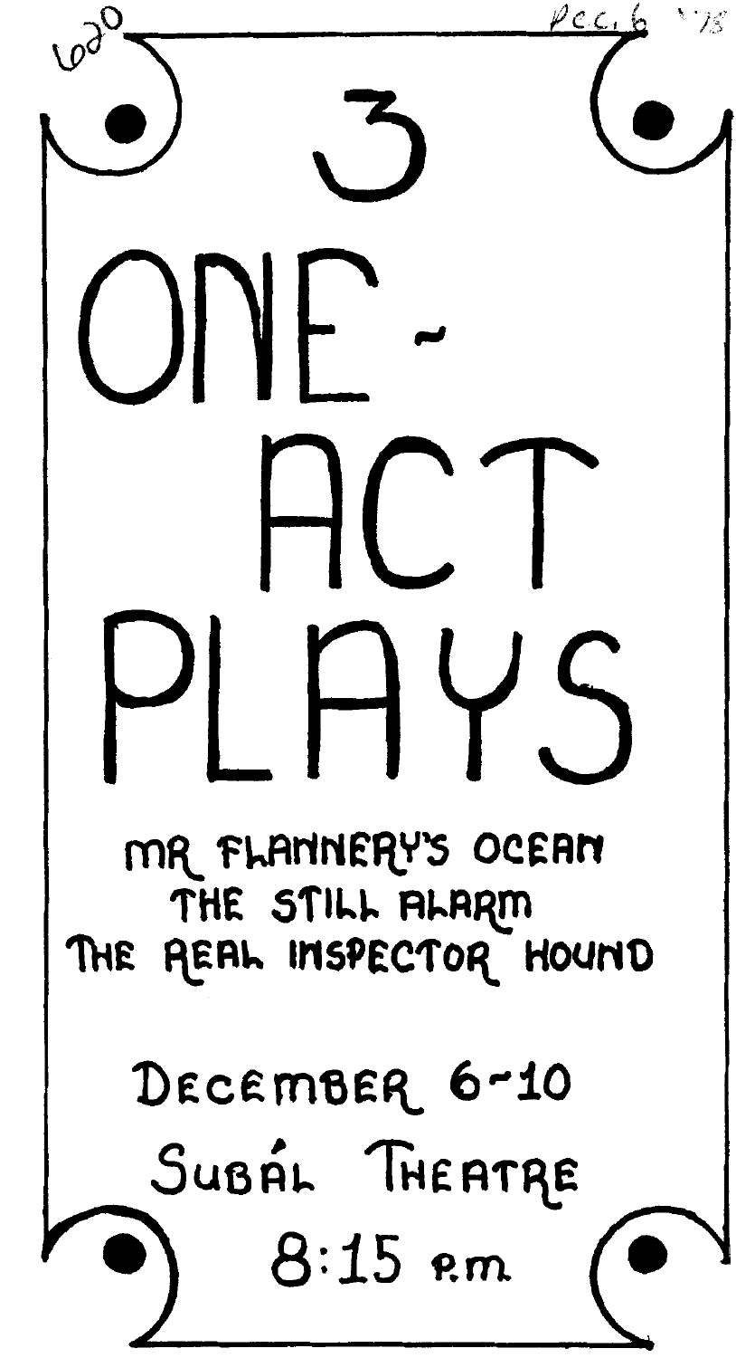620 Dec. 6 '75

# 3 ONE-ACT PLAYS

MR FLANNERY'S OCEAN
THE STILL ALARM
THE REAL INSPECTOR HOUND

DECEMBER 6-10

SUBÁL THEATRE

8:15 P.M.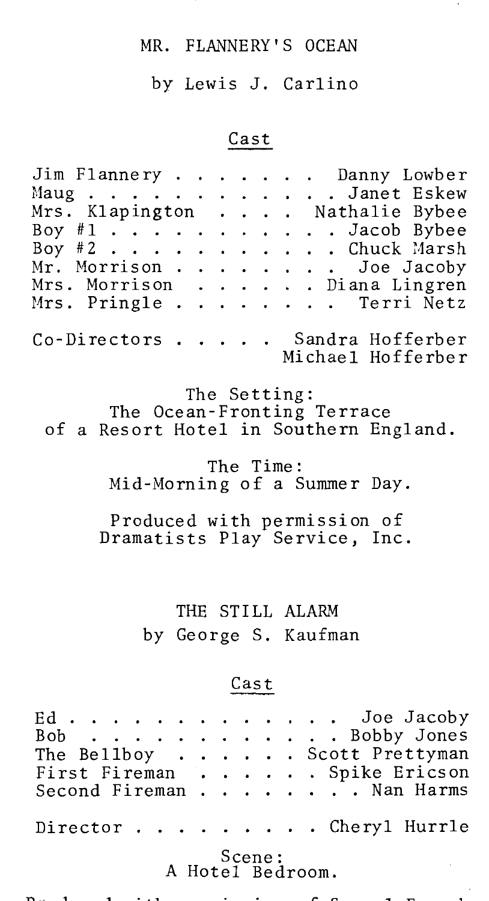## MR. FLANNERY'S OCEAN

by Lewis J. Carlino

### Cast

| Role | Actor |
|---|---|
| Jim Flannery | Danny Lowber |
| Maug | Janet Eskew |
| Mrs. Klapington | Nathalie Bybee |
| Boy #1 | Jacob Bybee |
| Boy #2 | Chuck Marsh |
| Mr. Morrison | Joe Jacoby |
| Mrs. Morrison | Diana Lingren |
| Mrs. Pringle | Terri Netz |

Co-Directors . . . . . Sandra Hofferber
Michael Hofferber

The Setting:
The Ocean-Fronting Terrace
of a Resort Hotel in Southern England.

The Time:
Mid-Morning of a Summer Day.

Produced with permission of
Dramatists Play Service, Inc.

## THE STILL ALARM

by George S. Kaufman

### Cast

| Role | Actor |
|---|---|
| Ed | Joe Jacoby |
| Bob | Bobby Jones |
| The Bellboy | Scott Prettyman |
| First Fireman | Spike Ericson |
| Second Fireman | Nan Harms |

Director . . . . . . . . . Cheryl Hurrle

Scene:
A Hotel Bedroom.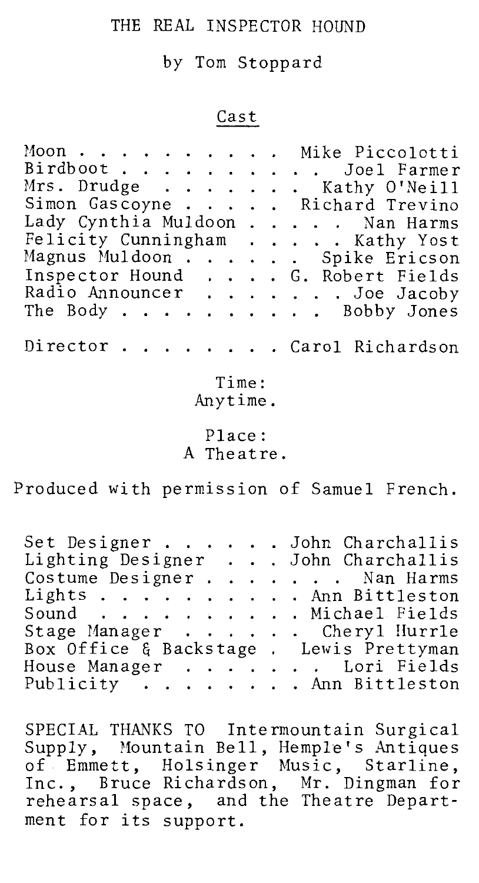# THE REAL INSPECTOR HOUND

by Tom Stoppard

## Cast

| | |
|---|---|
| Moon | Mike Piccolotti |
| Birdboot | Joel Farmer |
| Mrs. Drudge | Kathy O'Neill |
| Simon Gascoyne | Richard Trevino |
| Lady Cynthia Muldoon | Nan Harms |
| Felicity Cunningham | Kathy Yost |
| Magnus Muldoon | Spike Ericson |
| Inspector Hound | G. Robert Fields |
| Radio Announcer | Joe Jacoby |
| The Body | Bobby Jones |
| Director | Carol Richardson |

Time:
Anytime.

Place:
A Theatre.

Produced with permission of Samuel French.

| | |
|---|---|
| Set Designer | John Charchallis |
| Lighting Designer | John Charchallis |
| Costume Designer | Nan Harms |
| Lights | Ann Bittleston |
| Sound | Michael Fields |
| Stage Manager | Cheryl Hurrle |
| Box Office & Backstage | Lewis Prettyman |
| House Manager | Lori Fields |
| Publicity | Ann Bittleston |

SPECIAL THANKS TO Intermountain Surgical Supply, Mountain Bell, Hemple's Antiques of Emmett, Holsinger Music, Starline, Inc., Bruce Richardson, Mr. Dingman for rehearsal space, and the Theatre Department for its support.